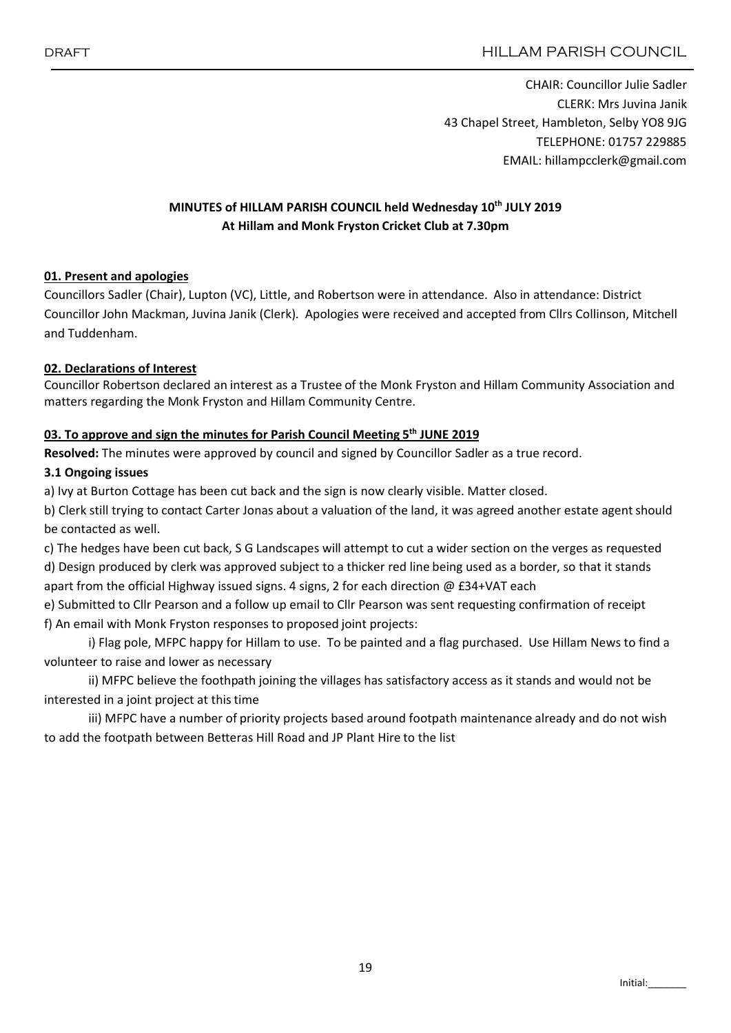DRAFT HILLAM PARISH COUNCIL

CHAIR: Councillor Julie Sadler
CLERK: Mrs Juvina Janik
43 Chapel Street, Hambleton, Selby YO8 9JG
TELEPHONE: 01757 229885
EMAIL: hillampcclerk@gmail.com

**MINUTES of HILLAM PARISH COUNCIL held Wednesday 10th JULY 2019**
**At Hillam and Monk Fryston Cricket Club at 7.30pm**

## 01. Present and apologies

Councillors Sadler (Chair), Lupton (VC), Little, and Robertson were in attendance. Also in attendance: District Councillor John Mackman, Juvina Janik (Clerk). Apologies were received and accepted from Cllrs Collinson, Mitchell and Tuddenham.

## 02. Declarations of Interest

Councillor Robertson declared an interest as a Trustee of the Monk Fryston and Hillam Community Association and matters regarding the Monk Fryston and Hillam Community Centre.

## 03. To approve and sign the minutes for Parish Council Meeting 5th JUNE 2019

**Resolved:** The minutes were approved by council and signed by Councillor Sadler as a true record.

**3.1 Ongoing issues**

a) Ivy at Burton Cottage has been cut back and the sign is now clearly visible. Matter closed.

b) Clerk still trying to contact Carter Jonas about a valuation of the land, it was agreed another estate agent should be contacted as well.

c) The hedges have been cut back, S G Landscapes will attempt to cut a wider section on the verges as requested

d) Design produced by clerk was approved subject to a thicker red line being used as a border, so that it stands apart from the official Highway issued signs. 4 signs, 2 for each direction @ £34+VAT each

e) Submitted to Cllr Pearson and a follow up email to Cllr Pearson was sent requesting confirmation of receipt

f) An email with Monk Fryston responses to proposed joint projects:

i) Flag pole, MFPC happy for Hillam to use. To be painted and a flag purchased. Use Hillam News to find a volunteer to raise and lower as necessary

ii) MFPC believe the foothpath joining the villages has satisfactory access as it stands and would not be interested in a joint project at this time

iii) MFPC have a number of priority projects based around footpath maintenance already and do not wish to add the footpath between Betteras Hill Road and JP Plant Hire to the list

Initial:_______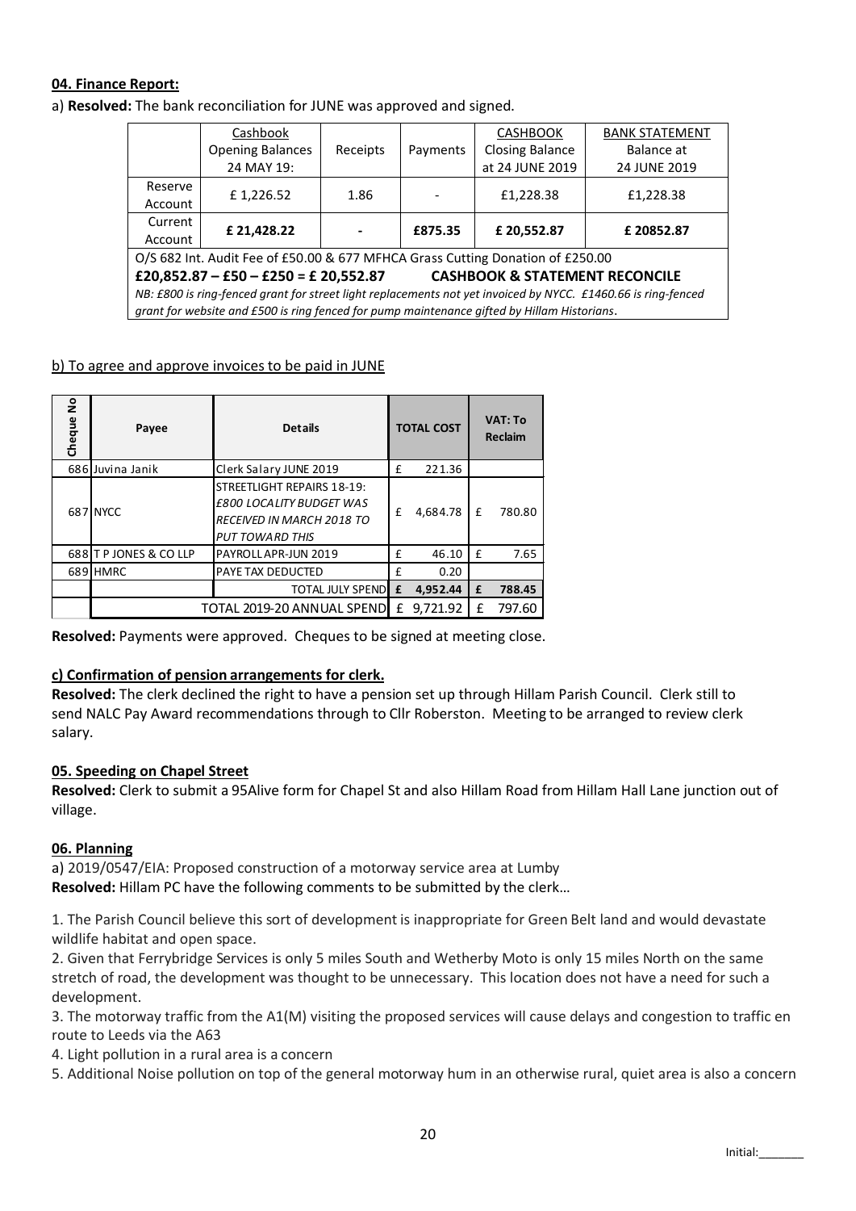**04. Finance Report:**

a) **Resolved:** The bank reconciliation for JUNE was approved and signed.

| | Cashbook Opening Balances 24 MAY 19: | Receipts | Payments | CASHBOOK Closing Balance at 24 JUNE 2019 | BANK STATEMENT Balance at 24 JUNE 2019 |
|---|---|---|---|---|---|
| Reserve Account | £ 1,226.52 | 1.86 | - | £1,228.38 | £1,228.38 |
| Current Account | **£ 21,428.22** | **-** | **£875.35** | **£ 20,552.87** | **£ 20852.87** |
| O/S 682 Int. Audit Fee of £50.00 & 677 MFHCA Grass Cutting Donation of £250.00 | | | | | |
| **£20,852.87 – £50 – £250 = £ 20,552.87** | | | **CASHBOOK & STATEMENT RECONCILE** | | |
| *NB: £800 is ring-fenced grant for street light replacements not yet invoiced by NYCC. £1460.66 is ring-fenced grant for website and £500 is ring fenced for pump maintenance gifted by Hillam Historians.* | | | | | |

b) To agree and approve invoices to be paid in JUNE

| Cheque No | Payee | Details | TOTAL COST | VAT: To Reclaim |
|---|---|---|---|---|
| 686 | Juvina Janik | Clerk Salary JUNE 2019 | £ 221.36 | |
| 687 | NYCC | STREETLIGHT REPAIRS 18-19: *£800 LOCALITY BUDGET WAS RECEIVED IN MARCH 2018 TO PUT TOWARD THIS* | £ 4,684.78 | £ 780.80 |
| 688 | T P JONES & CO LLP | PAYROLL APR-JUN 2019 | £ 46.10 | £ 7.65 |
| 689 | HMRC | PAYE TAX DEDUCTED | £ 0.20 | |
| | | TOTAL JULY SPEND | **£ 4,952.44** | **£ 788.45** |
| | | TOTAL 2019-20 ANNUAL SPEND | £ 9,721.92 | £ 797.60 |

**Resolved:** Payments were approved. Cheques to be signed at meeting close.

**c) Confirmation of pension arrangements for clerk.**

**Resolved:** The clerk declined the right to have a pension set up through Hillam Parish Council. Clerk still to send NALC Pay Award recommendations through to Cllr Roberston. Meeting to be arranged to review clerk salary.

**05. Speeding on Chapel Street**

**Resolved:** Clerk to submit a 95Alive form for Chapel St and also Hillam Road from Hillam Hall Lane junction out of village.

**06. Planning**

a) 2019/0547/EIA: Proposed construction of a motorway service area at Lumby

**Resolved:** Hillam PC have the following comments to be submitted by the clerk…

1. The Parish Council believe this sort of development is inappropriate for Green Belt land and would devastate wildlife habitat and open space.
2. Given that Ferrybridge Services is only 5 miles South and Wetherby Moto is only 15 miles North on the same stretch of road, the development was thought to be unnecessary. This location does not have a need for such a development.
3. The motorway traffic from the A1(M) visiting the proposed services will cause delays and congestion to traffic en route to Leeds via the A63
4. Light pollution in a rural area is a concern
5. Additional Noise pollution on top of the general motorway hum in an otherwise rural, quiet area is also a concern

Initial:_______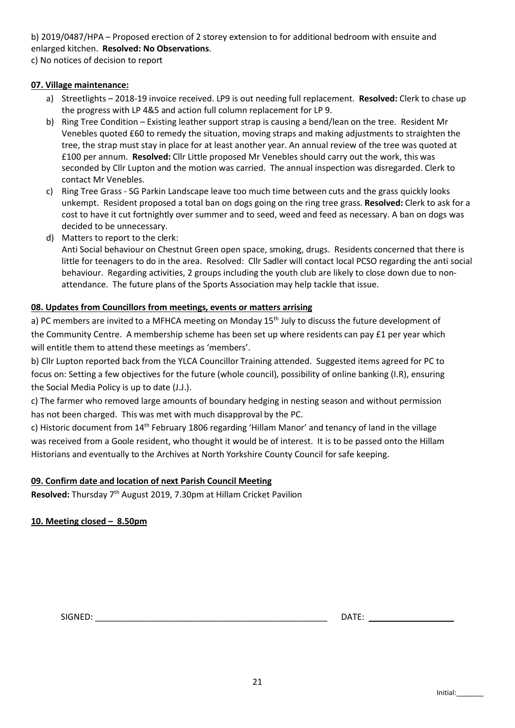b) 2019/0487/HPA – Proposed erection of 2 storey extension to for additional bedroom with ensuite and enlarged kitchen. **Resolved: No Observations**.

c) No notices of decision to report

**07. Village maintenance:**

a) Streetlights – 2018-19 invoice received. LP9 is out needing full replacement. **Resolved:** Clerk to chase up the progress with LP 4&5 and action full column replacement for LP 9.

b) Ring Tree Condition – Existing leather support strap is causing a bend/lean on the tree. Resident Mr Venebles quoted £60 to remedy the situation, moving straps and making adjustments to straighten the tree, the strap must stay in place for at least another year. An annual review of the tree was quoted at £100 per annum. **Resolved:** Cllr Little proposed Mr Venebles should carry out the work, this was seconded by Cllr Lupton and the motion was carried. The annual inspection was disregarded. Clerk to contact Mr Venebles.

c) Ring Tree Grass - SG Parkin Landscape leave too much time between cuts and the grass quickly looks unkempt. Resident proposed a total ban on dogs going on the ring tree grass. **Resolved:** Clerk to ask for a cost to have it cut fortnightly over summer and to seed, weed and feed as necessary. A ban on dogs was decided to be unnecessary.

d) Matters to report to the clerk:
Anti Social behaviour on Chestnut Green open space, smoking, drugs. Residents concerned that there is little for teenagers to do in the area. Resolved: Cllr Sadler will contact local PCSO regarding the anti social behaviour. Regarding activities, 2 groups including the youth club are likely to close down due to non-attendance. The future plans of the Sports Association may help tackle that issue.

**08. Updates from Councillors from meetings, events or matters arrising**

a) PC members are invited to a MFHCA meeting on Monday 15th July to discuss the future development of the Community Centre. A membership scheme has been set up where residents can pay £1 per year which will entitle them to attend these meetings as 'members'.

b) Cllr Lupton reported back from the YLCA Councillor Training attended. Suggested items agreed for PC to focus on: Setting a few objectives for the future (whole council), possibility of online banking (I.R), ensuring the Social Media Policy is up to date (J.J.).

c) The farmer who removed large amounts of boundary hedging in nesting season and without permission has not been charged. This was met with much disapproval by the PC.

c) Historic document from 14th February 1806 regarding 'Hillam Manor' and tenancy of land in the village was received from a Goole resident, who thought it would be of interest. It is to be passed onto the Hillam Historians and eventually to the Archives at North Yorkshire County Council for safe keeping.

**09. Confirm date and location of next Parish Council Meeting**

**Resolved:** Thursday 7th August 2019, 7.30pm at Hillam Cricket Pavilion

**10. Meeting closed – 8.50pm**

SIGNED: ___________________________________________ DATE: ________________

Initial:______